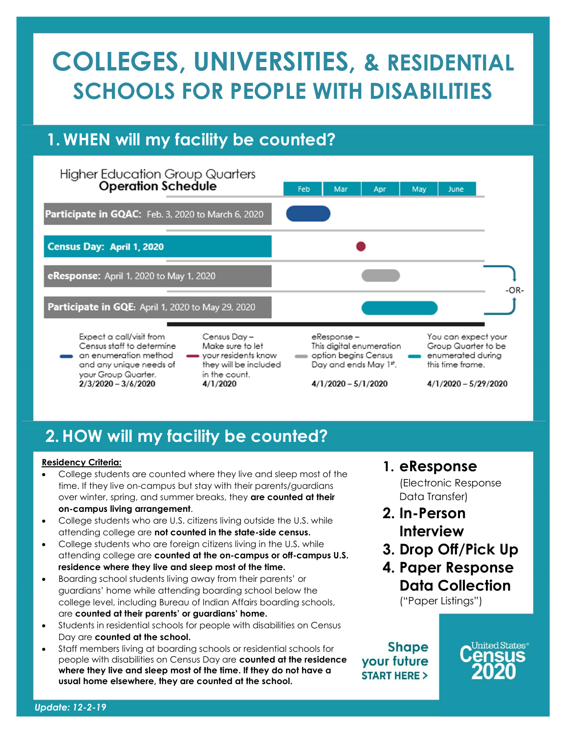# COLLEGES, UNIVERSITIES, & RESIDENTIAL SCHOOLS FOR PEOPLE WITH DISABILITIES

## 1. WHEN will my facility be counted?

### Higher Education Group Quarters Operation Schedule

| | Feb | Mar | Apr | May | June |
|---|---|---|---|---|---|
| **Participate in GQAC:** Feb. 3, 2020 to March 6, 2020 | ● | ● | | | |
| **Census Day: April 1, 2020** | | | ● | | |
| **eResponse:** April 1, 2020 to May 1, 2020 | | | ● | | |
| **Participate in GQE:** April 1, 2020 to May 29, 2020 | | | ● | ● | |

eResponse -OR- Participate in GQE

- Expect a call/visit from Census staff to determine an enumeration method and any unique needs of your Group Quarter. **2/3/2020 – 3/6/2020**
- Census Day – Make sure to let your residents know they will be included in the count. **4/1/2020**
- eResponse – This digital enumeration option begins Census Day and ends May 1st. **4/1/2020 – 5/1/2020**
- You can expect your Group Quarter to be enumerated during this time frame. **4/1/2020 – 5/29/2020**

## 2. HOW will my facility be counted?

**Residency Criteria:**

- College students are counted where they live and sleep most of the time. If they live on-campus but stay with their parents/guardians over winter, spring, and summer breaks, they **are counted at their on-campus living arrangement**.
- College students who are U.S. citizens living outside the U.S. while attending college are **not counted in the state-side census.**
- College students who are foreign citizens living in the U.S. while attending college are **counted at the on-campus or off-campus U.S. residence where they live and sleep most of the time.**
- Boarding school students living away from their parents' or guardians' home while attending boarding school below the college level, including Bureau of Indian Affairs boarding schools, are **counted at their parents' or guardians' home.**
- Students in residential schools for people with disabilities on Census Day are **counted at the school.**
- Staff members living at boarding schools or residential schools for people with disabilities on Census Day are **counted at the residence where they live and sleep most of the time. If they do not have a usual home elsewhere, they are counted at the school.**

1. **eResponse** (Electronic Response Data Transfer)
2. **In-Person Interview**
3. **Drop Off/Pick Up**
4. **Paper Response Data Collection** ("Paper Listings")

**Shape your future START HERE >**

United States® Census 2020

*Update: 12-2-19*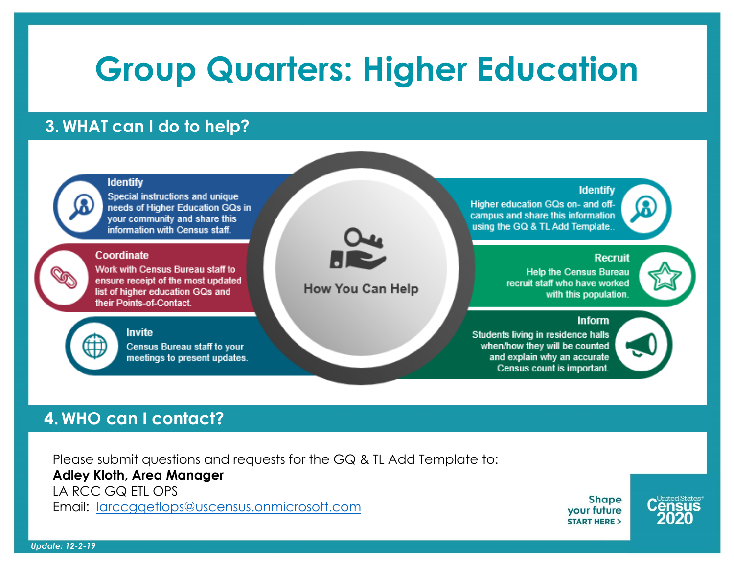# Group Quarters: Higher Education

## 3. WHAT can I do to help?

How You Can Help

**Identify**
Special instructions and unique needs of Higher Education GQs in your community and share this information with Census staff.

**Coordinate**
Work with Census Bureau staff to ensure receipt of the most updated list of higher education GQs and their Points-of-Contact.

**Invite**
Census Bureau staff to your meetings to present updates.

**Identify**
Higher education GQs on- and off-campus and share this information using the GQ & TL Add Template..

**Recruit**
Help the Census Bureau recruit staff who have worked with this population.

**Inform**
Students living in residence halls when/how they will be counted and explain why an accurate Census count is important.

## 4. WHO can I contact?

Please submit questions and requests for the GQ & TL Add Template to:
**Adley Kloth, Area Manager**
LA RCC GQ ETL OPS
Email: larccgqetlops@uscensus.onmicrosoft.com

Shape your future START HERE >

United States Census 2020

*Update: 12-2-19*